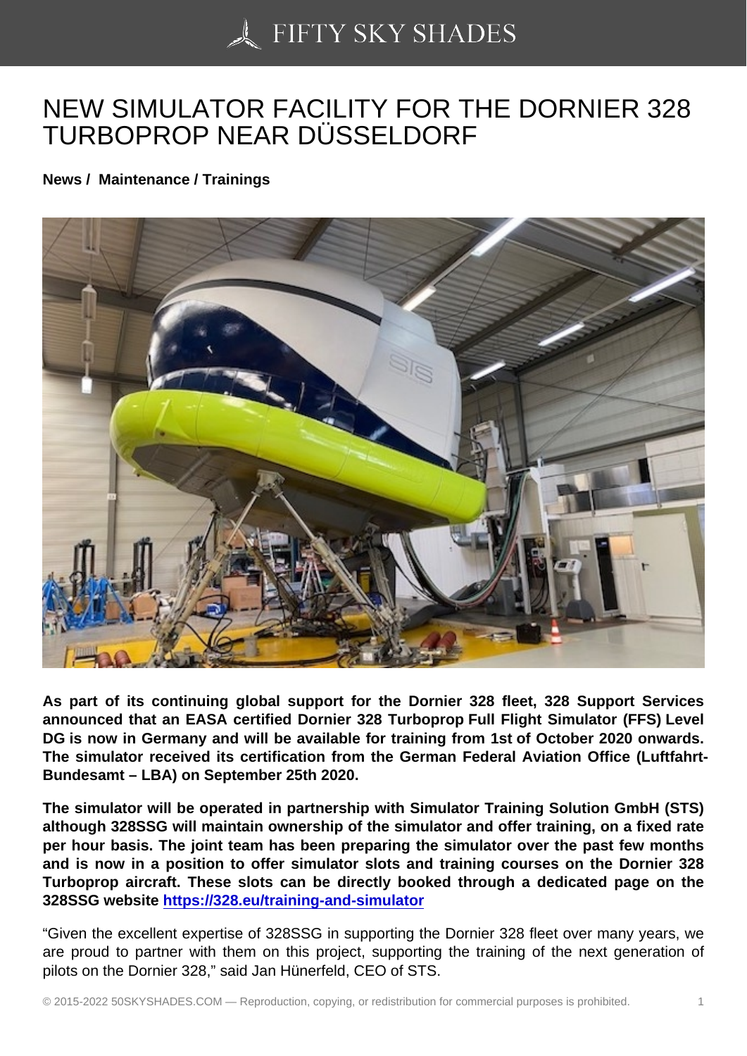# NEW SIMULATOR FACILITY FOR THE DORNIER 328 TURBOPROP NEAR DÜSSELDORF

**News / Maintenance / Trainings**

**As part of its continuing global support for the Dornier 328 fleet, 328 Support Services announced that an EASA certified Dornier 328 Turboprop Full Flight Simulator (FFS) Level DG is now in Germany and will be available for training from 1st of October 2020 onwards. The simulator received its certification from the German Federal Aviation Office (Luftfahrt-Bundesamt – LBA) on September 25th 2020.**

**The simulator will be operated in partnership with Simulator Training Solution GmbH (STS) although 328SSG will maintain ownership of the simulator and offer training, on a fixed rate per hour basis. The joint team has been preparing the simulator over the past few months and is now in a position to offer simulator slots and training courses on the Dornier 328 Turboprop aircraft. These slots can be directly booked through a dedicated page on the 328SSG website [https://328.eu/training-and-simulator](https://328.eu/training-and-simulator)**

"Given the excellent expertise of 328SSG in supporting the Dornier 328 fleet over many years, we are proud to partner with them on this project, supporting the training of the next generation of pilots on the Dornier 328," said Jan Hünerfeld, CEO of STS.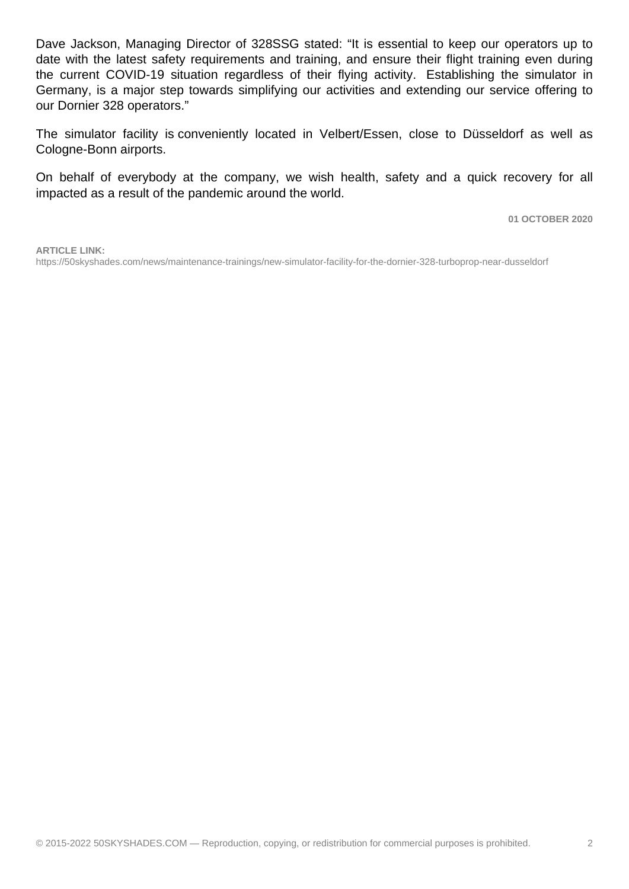Dave Jackson, Managing Director of 328SSG stated: “It is essential to keep our operators up to date with the latest safety requirements and training, and ensure their flight training even during the current COVID-19 situation regardless of their flying activity.  Establishing the simulator in Germany, is a major step towards simplifying our activities and extending our service offering to our Dornier 328 operators.”

The simulator facility is conveniently located in Velbert/Essen, close to Düsseldorf as well as Cologne-Bonn airports.

On behalf of everybody at the company, we wish health, safety and a quick recovery for all impacted as a result of the pandemic around the world.

**01 OCTOBER 2020**

**ARTICLE LINK:**
https://50skyshades.com/news/maintenance-trainings/new-simulator-facility-for-the-dornier-328-turboprop-near-dusseldorf